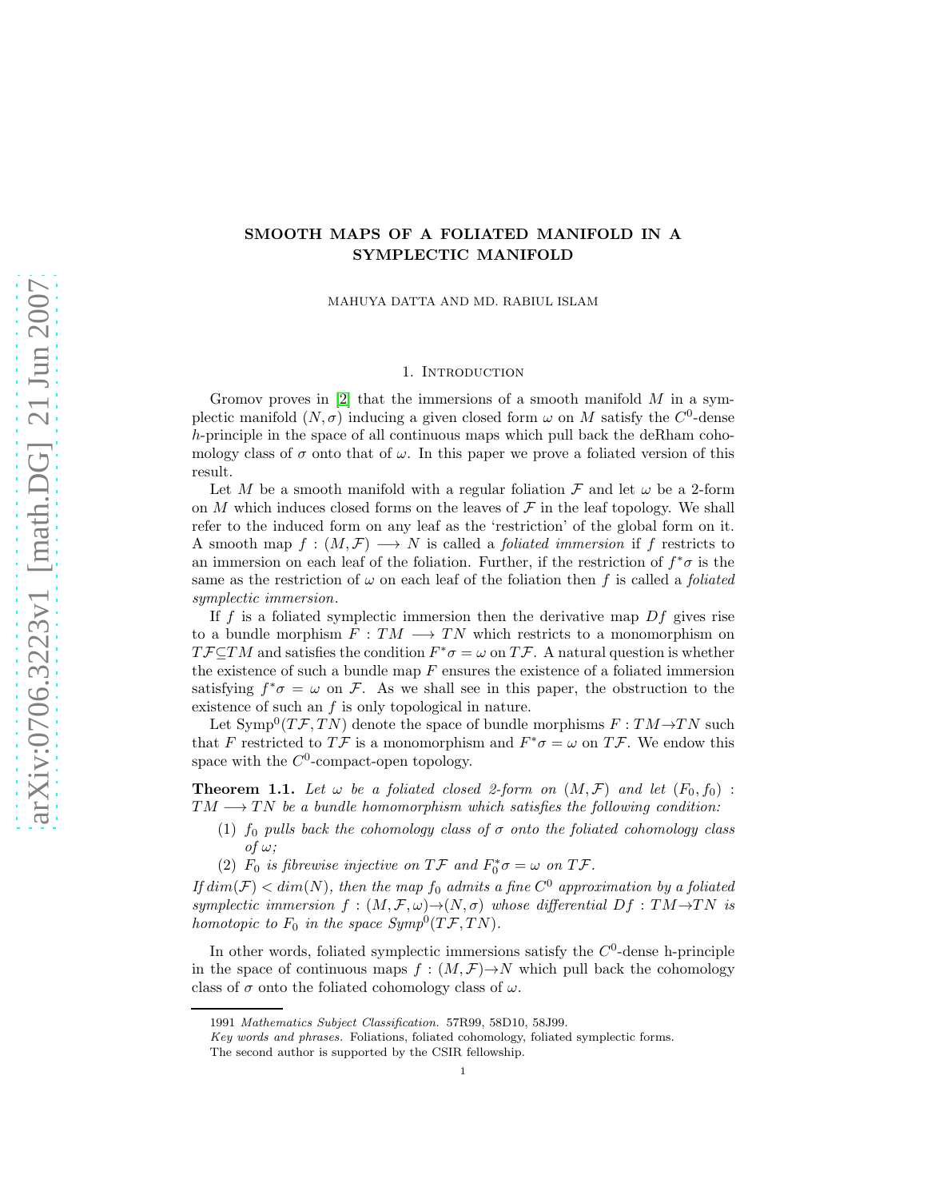# SMOOTH MAPS OF A FOLIATED MANIFOLD IN A SYMPLECTIC MANIFOLD

MAHUYA DATTA AND MD. RABIUL ISLAM

## 1. Introduction

Gromov proves in [2] that the immersions of a smooth manifold $M$ in a symplectic manifold $(N, \sigma)$ inducing a given closed form $\omega$ on $M$ satisfy the $C^0$-dense $h$-principle in the space of all continuous maps which pull back the deRham cohomology class of $\sigma$ onto that of $\omega$. In this paper we prove a foliated version of this result.

Let $M$ be a smooth manifold with a regular foliation $\mathcal{F}$ and let $\omega$ be a 2-form on $M$ which induces closed forms on the leaves of $\mathcal{F}$ in the leaf topology. We shall refer to the induced form on any leaf as the 'restriction' of the global form on it. A smooth map $f : (M, \mathcal{F}) \longrightarrow N$ is called a *foliated immersion* if $f$ restricts to an immersion on each leaf of the foliation. Further, if the restriction of $f^*\sigma$ is the same as the restriction of $\omega$ on each leaf of the foliation then $f$ is called a *foliated symplectic immersion*.

If $f$ is a foliated symplectic immersion then the derivative map $Df$ gives rise to a bundle morphism $F : TM \longrightarrow TN$ which restricts to a monomorphism on $T\mathcal{F} \subseteq TM$ and satisfies the condition $F^*\sigma = \omega$ on $T\mathcal{F}$. A natural question is whether the existence of such a bundle map $F$ ensures the existence of a foliated immersion satisfying $f^*\sigma = \omega$ on $\mathcal{F}$. As we shall see in this paper, the obstruction to the existence of such an $f$ is only topological in nature.

Let $\mathrm{Symp}^0(T\mathcal{F}, TN)$ denote the space of bundle morphisms $F : TM \to TN$ such that $F$ restricted to $T\mathcal{F}$ is a monomorphism and $F^*\sigma = \omega$ on $T\mathcal{F}$. We endow this space with the $C^0$-compact-open topology.

**Theorem 1.1.** *Let $\omega$ be a foliated closed 2-form on $(M, \mathcal{F})$ and let $(F_0, f_0) : TM \longrightarrow TN$ be a bundle homomorphism which satisfies the following condition:*

1. *$f_0$ pulls back the cohomology class of $\sigma$ onto the foliated cohomology class of $\omega$;*
2. *$F_0$ is fibrewise injective on $T\mathcal{F}$ and $F_0^*\sigma = \omega$ on $T\mathcal{F}$.*

*If $\dim(\mathcal{F}) < \dim(N)$, then the map $f_0$ admits a fine $C^0$ approximation by a foliated symplectic immersion $f : (M, \mathcal{F}, \omega) \to (N, \sigma)$ whose differential $Df : TM \to TN$ is homotopic to $F_0$ in the space $\mathrm{Symp}^0(T\mathcal{F}, TN)$.*

In other words, foliated symplectic immersions satisfy the $C^0$-dense h-principle in the space of continuous maps $f : (M, \mathcal{F}) \to N$ which pull back the cohomology class of $\sigma$ onto the foliated cohomology class of $\omega$.

---

1991 *Mathematics Subject Classification.* 57R99, 58D10, 58J99.

*Key words and phrases.* Foliations, foliated cohomology, foliated symplectic forms.

The second author is supported by the CSIR fellowship.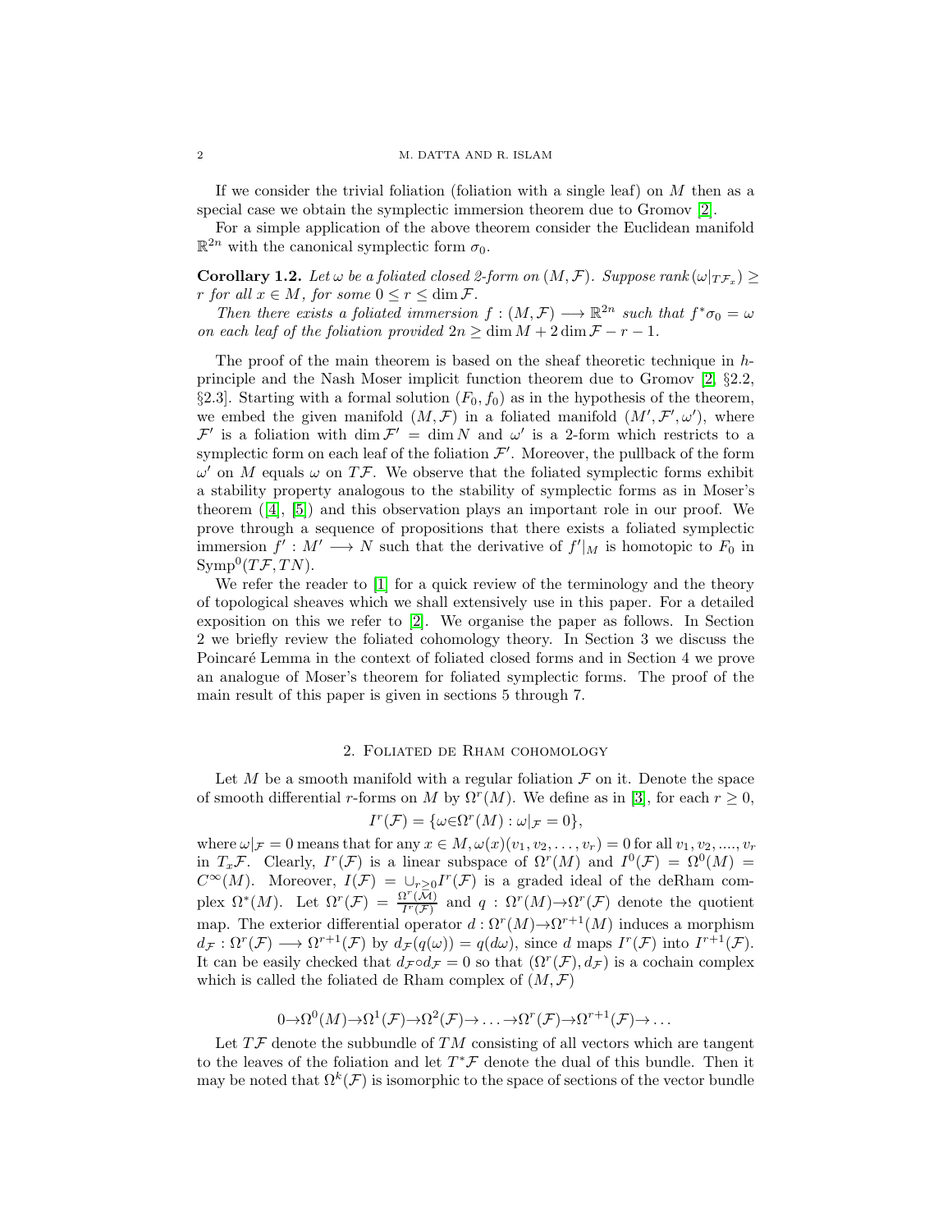If we consider the trivial foliation (foliation with a single leaf) on $M$ then as a special case we obtain the symplectic immersion theorem due to Gromov [2].

For a simple application of the above theorem consider the Euclidean manifold $\mathbb{R}^{2n}$ with the canonical symplectic form $\sigma_0$.

**Corollary 1.2.** *Let $\omega$ be a foliated closed 2-form on $(M, \mathcal{F})$. Suppose rank$(\omega|_{T\mathcal{F}_x}) \geq r$ for all $x \in M$, for some $0 \leq r \leq \dim \mathcal{F}$.*

*Then there exists a foliated immersion $f : (M, \mathcal{F}) \longrightarrow \mathbb{R}^{2n}$ such that $f^*\sigma_0 = \omega$ on each leaf of the foliation provided $2n \geq \dim M + 2\dim \mathcal{F} - r - 1$.*

The proof of the main theorem is based on the sheaf theoretic technique in $h$-principle and the Nash Moser implicit function theorem due to Gromov [2, §2.2, §2.3]. Starting with a formal solution $(F_0, f_0)$ as in the hypothesis of the theorem, we embed the given manifold $(M, \mathcal{F})$ in a foliated manifold $(M', \mathcal{F}', \omega')$, where $\mathcal{F}'$ is a foliation with $\dim \mathcal{F}' = \dim N$ and $\omega'$ is a 2-form which restricts to a symplectic form on each leaf of the foliation $\mathcal{F}'$. Moreover, the pullback of the form $\omega'$ on $M$ equals $\omega$ on $T\mathcal{F}$. We observe that the foliated symplectic forms exhibit a stability property analogous to the stability of symplectic forms as in Moser's theorem ([4], [5]) and this observation plays an important role in our proof. We prove through a sequence of propositions that there exists a foliated symplectic immersion $f' : M' \longrightarrow N$ such that the derivative of $f'|_M$ is homotopic to $F_0$ in $\mathrm{Symp}^0(T\mathcal{F}, TN)$.

We refer the reader to [1] for a quick review of the terminology and the theory of topological sheaves which we shall extensively use in this paper. For a detailed exposition on this we refer to [2]. We organise the paper as follows. In Section 2 we briefly review the foliated cohomology theory. In Section 3 we discuss the Poincaré Lemma in the context of foliated closed forms and in Section 4 we prove an analogue of Moser's theorem for foliated symplectic forms. The proof of the main result of this paper is given in sections 5 through 7.

## 2. Foliated de Rham cohomology

Let $M$ be a smooth manifold with a regular foliation $\mathcal{F}$ on it. Denote the space of smooth differential $r$-forms on $M$ by $\Omega^r(M)$. We define as in [3], for each $r \geq 0$,

$$I^r(\mathcal{F}) = \{\omega \in \Omega^r(M) : \omega|_{\mathcal{F}} = 0\},$$

where $\omega|_{\mathcal{F}} = 0$ means that for any $x \in M, \omega(x)(v_1, v_2, \ldots, v_r) = 0$ for all $v_1, v_2, \ldots, v_r$ in $T_x\mathcal{F}$. Clearly, $I^r(\mathcal{F})$ is a linear subspace of $\Omega^r(M)$ and $I^0(\mathcal{F}) = \Omega^0(M) = C^\infty(M)$. Moreover, $I(\mathcal{F}) = \cup_{r\geq 0} I^r(\mathcal{F})$ is a graded ideal of the deRham complex $\Omega^*(M)$. Let $\Omega^r(\mathcal{F}) = \frac{\Omega^r(M)}{I^r(\mathcal{F})}$ and $q : \Omega^r(M) \to \Omega^r(\mathcal{F})$ denote the quotient map. The exterior differential operator $d : \Omega^r(M) \to \Omega^{r+1}(M)$ induces a morphism $d_{\mathcal{F}} : \Omega^r(\mathcal{F}) \longrightarrow \Omega^{r+1}(\mathcal{F})$ by $d_{\mathcal{F}}(q(\omega)) = q(d\omega)$, since $d$ maps $I^r(\mathcal{F})$ into $I^{r+1}(\mathcal{F})$. It can be easily checked that $d_{\mathcal{F}} \circ d_{\mathcal{F}} = 0$ so that $(\Omega^r(\mathcal{F}), d_{\mathcal{F}})$ is a cochain complex which is called the foliated de Rham complex of $(M, \mathcal{F})$

$$0 \to \Omega^0(M) \to \Omega^1(\mathcal{F}) \to \Omega^2(\mathcal{F}) \to \ldots \to \Omega^r(\mathcal{F}) \to \Omega^{r+1}(\mathcal{F}) \to \ldots$$

Let $T\mathcal{F}$ denote the subbundle of $TM$ consisting of all vectors which are tangent to the leaves of the foliation and let $T^*\mathcal{F}$ denote the dual of this bundle. Then it may be noted that $\Omega^k(\mathcal{F})$ is isomorphic to the space of sections of the vector bundle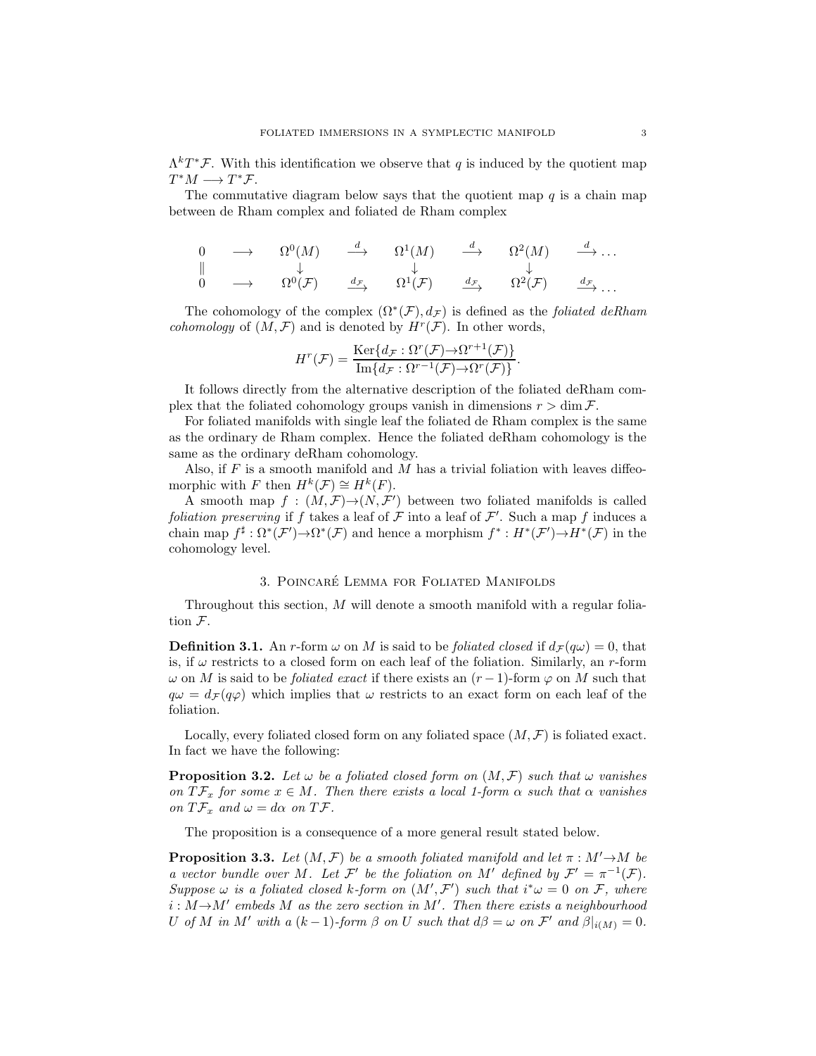$\Lambda^k T^*\mathcal{F}$. With this identification we observe that $q$ is induced by the quotient map $T^*M \longrightarrow T^*\mathcal{F}$.

The commutative diagram below says that the quotient map $q$ is a chain map between de Rham complex and foliated de Rham complex

$$
\begin{array}{ccccccccc}
0 & \longrightarrow & \Omega^0(M) & \stackrel{d}{\longrightarrow} & \Omega^1(M) & \stackrel{d}{\longrightarrow} & \Omega^2(M) & \stackrel{d}{\longrightarrow} \ldots \\
\| & & \downarrow & & \downarrow & & \downarrow & \\
0 & \longrightarrow & \Omega^0(\mathcal{F}) & \stackrel{d_{\mathcal{F}}}{\longrightarrow} & \Omega^1(\mathcal{F}) & \stackrel{d_{\mathcal{F}}}{\longrightarrow} & \Omega^2(\mathcal{F}) & \stackrel{d_{\mathcal{F}}}{\longrightarrow} \ldots
\end{array}
$$

The cohomology of the complex $(\Omega^*(\mathcal{F}), d_{\mathcal{F}})$ is defined as the *foliated deRham cohomology* of $(M, \mathcal{F})$ and is denoted by $H^r(\mathcal{F})$. In other words,

$$H^r(\mathcal{F}) = \frac{\mathrm{Ker}\{d_{\mathcal{F}} : \Omega^r(\mathcal{F}) \to \Omega^{r+1}(\mathcal{F})\}}{\mathrm{Im}\{d_{\mathcal{F}} : \Omega^{r-1}(\mathcal{F}) \to \Omega^r(\mathcal{F})\}}.$$

It follows directly from the alternative description of the foliated deRham complex that the foliated cohomology groups vanish in dimensions $r > \dim \mathcal{F}$.

For foliated manifolds with single leaf the foliated de Rham complex is the same as the ordinary de Rham complex. Hence the foliated deRham cohomology is the same as the ordinary deRham cohomology.

Also, if $F$ is a smooth manifold and $M$ has a trivial foliation with leaves diffeomorphic with $F$ then $H^k(\mathcal{F}) \cong H^k(F)$.

A smooth map $f : (M, \mathcal{F}) \to (N, \mathcal{F}')$ between two foliated manifolds is called *foliation preserving* if $f$ takes a leaf of $\mathcal{F}$ into a leaf of $\mathcal{F}'$. Such a map $f$ induces a chain map $f^\sharp : \Omega^*(\mathcal{F}') \to \Omega^*(\mathcal{F})$ and hence a morphism $f^* : H^*(\mathcal{F}') \to H^*(\mathcal{F})$ in the cohomology level.

## 3. Poincaré Lemma for Foliated Manifolds

Throughout this section, $M$ will denote a smooth manifold with a regular foliation $\mathcal{F}$.

**Definition 3.1.** An $r$-form $\omega$ on $M$ is said to be *foliated closed* if $d_{\mathcal{F}}(q\omega) = 0$, that is, if $\omega$ restricts to a closed form on each leaf of the foliation. Similarly, an $r$-form $\omega$ on $M$ is said to be *foliated exact* if there exists an $(r-1)$-form $\varphi$ on $M$ such that $q\omega = d_{\mathcal{F}}(q\varphi)$ which implies that $\omega$ restricts to an exact form on each leaf of the foliation.

Locally, every foliated closed form on any foliated space $(M, \mathcal{F})$ is foliated exact. In fact we have the following:

**Proposition 3.2.** *Let $\omega$ be a foliated closed form on $(M, \mathcal{F})$ such that $\omega$ vanishes on $T\mathcal{F}_x$ for some $x \in M$. Then there exists a local 1-form $\alpha$ such that $\alpha$ vanishes on $T\mathcal{F}_x$ and $\omega = d\alpha$ on $T\mathcal{F}$.*

The proposition is a consequence of a more general result stated below.

**Proposition 3.3.** *Let $(M, \mathcal{F})$ be a smooth foliated manifold and let $\pi : M' \to M$ be a vector bundle over $M$. Let $\mathcal{F}'$ be the foliation on $M'$ defined by $\mathcal{F}' = \pi^{-1}(\mathcal{F})$. Suppose $\omega$ is a foliated closed $k$-form on $(M', \mathcal{F}')$ such that $i^*\omega = 0$ on $\mathcal{F}$, where $i : M \to M'$ embeds $M$ as the zero section in $M'$. Then there exists a neighbourhood $U$ of $M$ in $M'$ with a $(k-1)$-form $\beta$ on $U$ such that $d\beta = \omega$ on $\mathcal{F}'$ and $\beta|_{i(M)} = 0$.*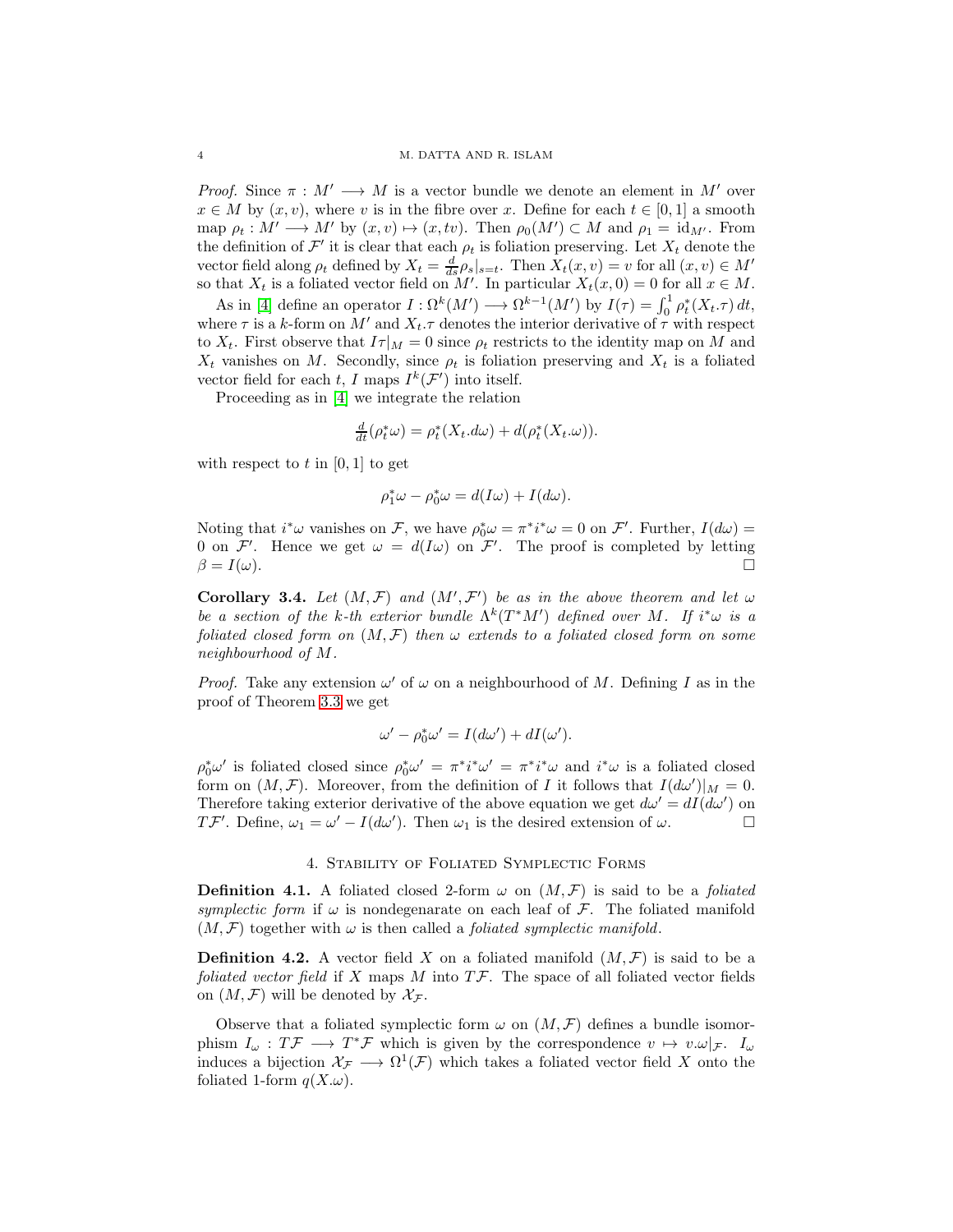*Proof.* Since $\pi : M' \longrightarrow M$ is a vector bundle we denote an element in $M'$ over $x \in M$ by $(x, v)$, where $v$ is in the fibre over $x$. Define for each $t \in [0, 1]$ a smooth map $\rho_t : M' \longrightarrow M'$ by $(x, v) \mapsto (x, tv)$. Then $\rho_0(M') \subset M$ and $\rho_1 = \mathrm{id}_{M'}$. From the definition of $\mathcal{F}'$ it is clear that each $\rho_t$ is foliation preserving. Let $X_t$ denote the vector field along $\rho_t$ defined by $X_t = \frac{d}{ds}\rho_s|_{s=t}$. Then $X_t(x, v) = v$ for all $(x, v) \in M'$ so that $X_t$ is a foliated vector field on $M'$. In particular $X_t(x, 0) = 0$ for all $x \in M$.

As in [4] define an operator $I : \Omega^k(M') \longrightarrow \Omega^{k-1}(M')$ by $I(\tau) = \int_0^1 \rho_t^*(X_t.\tau)\, dt$, where $\tau$ is a $k$-form on $M'$ and $X_t.\tau$ denotes the interior derivative of $\tau$ with respect to $X_t$. First observe that $I\tau|_M = 0$ since $\rho_t$ restricts to the identity map on $M$ and $X_t$ vanishes on $M$. Secondly, since $\rho_t$ is foliation preserving and $X_t$ is a foliated vector field for each $t$, $I$ maps $I^k(\mathcal{F}')$ into itself.

Proceeding as in [4] we integrate the relation

$$\tfrac{d}{dt}(\rho_t^*\omega) = \rho_t^*(X_t.d\omega) + d(\rho_t^*(X_t.\omega)).$$

with respect to $t$ in $[0, 1]$ to get

$$\rho_1^*\omega - \rho_0^*\omega = d(I\omega) + I(d\omega).$$

Noting that $i^*\omega$ vanishes on $\mathcal{F}$, we have $\rho_0^*\omega = \pi^*i^*\omega = 0$ on $\mathcal{F}'$. Further, $I(d\omega) = 0$ on $\mathcal{F}'$. Hence we get $\omega = d(I\omega)$ on $\mathcal{F}'$. The proof is completed by letting $\beta = I(\omega)$. □

**Corollary 3.4.** *Let $(M, \mathcal{F})$ and $(M', \mathcal{F}')$ be as in the above theorem and let $\omega$ be a section of the $k$-th exterior bundle $\Lambda^k(T^*M')$ defined over $M$. If $i^*\omega$ is a foliated closed form on $(M, \mathcal{F})$ then $\omega$ extends to a foliated closed form on some neighbourhood of $M$.*

*Proof.* Take any extension $\omega'$ of $\omega$ on a neighbourhood of $M$. Defining $I$ as in the proof of Theorem 3.3 we get

$$\omega' - \rho_0^*\omega' = I(d\omega') + dI(\omega').$$

$\rho_0^*\omega'$ is foliated closed since $\rho_0^*\omega' = \pi^*i_0^*\omega' = \pi^*i^*\omega$ and $i^*\omega$ is a foliated closed form on $(M, \mathcal{F})$. Moreover, from the definition of $I$ it follows that $I(d\omega')|_M = 0$. Therefore taking exterior derivative of the above equation we get $d\omega' = dI(d\omega')$ on $T\mathcal{F}'$. Define, $\omega_1 = \omega' - I(d\omega')$. Then $\omega_1$ is the desired extension of $\omega$. □

## 4. Stability of Foliated Symplectic Forms

**Definition 4.1.** A foliated closed 2-form $\omega$ on $(M, \mathcal{F})$ is said to be a *foliated symplectic form* if $\omega$ is nondegenarate on each leaf of $\mathcal{F}$. The foliated manifold $(M, \mathcal{F})$ together with $\omega$ is then called a *foliated symplectic manifold*.

**Definition 4.2.** A vector field $X$ on a foliated manifold $(M, \mathcal{F})$ is said to be a *foliated vector field* if $X$ maps $M$ into $T\mathcal{F}$. The space of all foliated vector fields on $(M, \mathcal{F})$ will be denoted by $\mathcal{X}_\mathcal{F}$.

Observe that a foliated symplectic form $\omega$ on $(M, \mathcal{F})$ defines a bundle isomorphism $I_\omega : T\mathcal{F} \longrightarrow T^*\mathcal{F}$ which is given by the correspondence $v \mapsto v.\omega|_\mathcal{F}$. $I_\omega$ induces a bijection $\mathcal{X}_\mathcal{F} \longrightarrow \Omega^1(\mathcal{F})$ which takes a foliated vector field $X$ onto the foliated 1-form $q(X.\omega)$.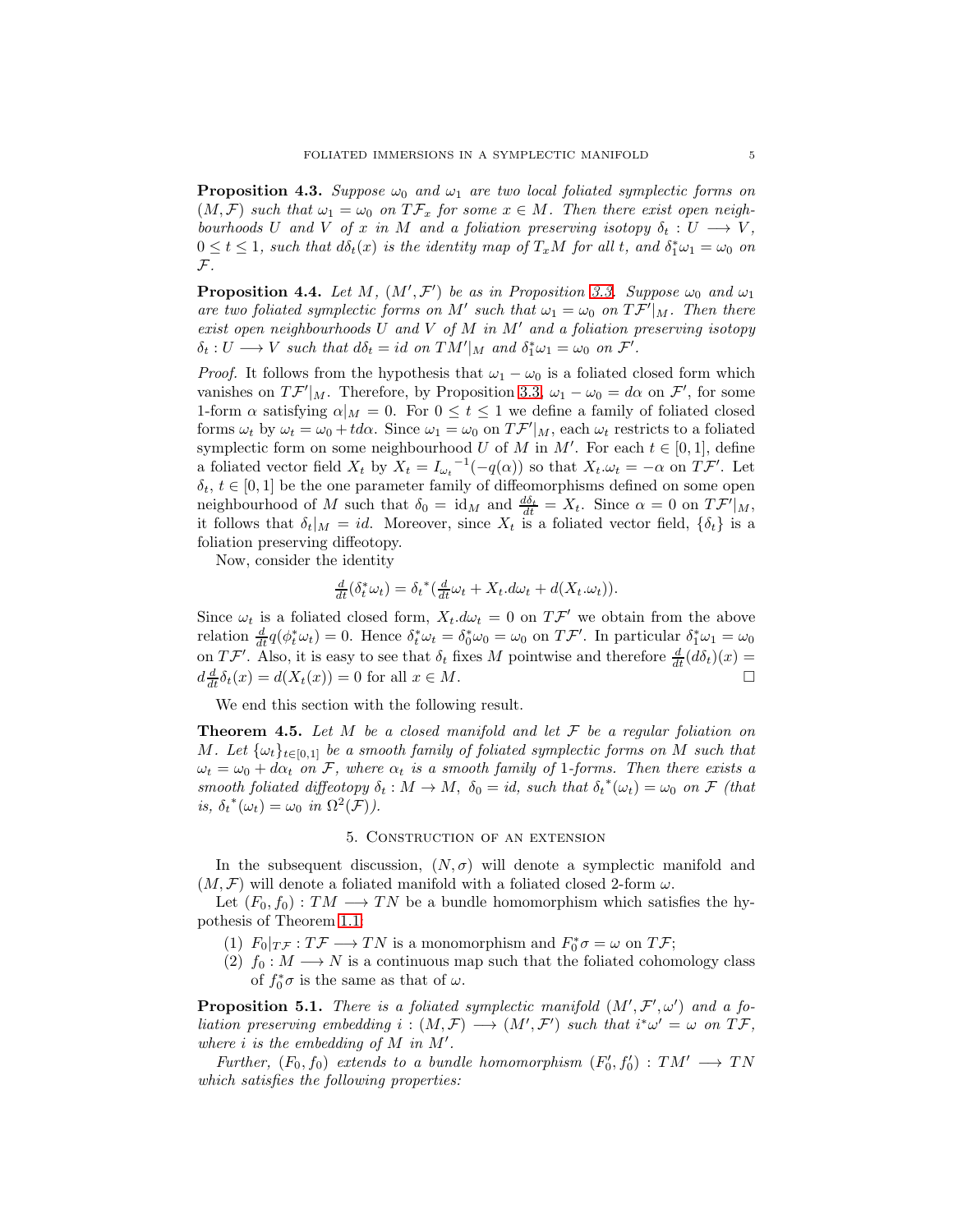**Proposition 4.3.** *Suppose $\omega_0$ and $\omega_1$ are two local foliated symplectic forms on $(M, \mathcal{F})$ such that $\omega_1 = \omega_0$ on $T\mathcal{F}_x$ for some $x \in M$. Then there exist open neighbourhoods $U$ and $V$ of $x$ in $M$ and a foliation preserving isotopy $\delta_t : U \longrightarrow V$, $0 \leq t \leq 1$, such that $d\delta_t(x)$ is the identity map of $T_xM$ for all $t$, and $\delta_1^*\omega_1 = \omega_0$ on $\mathcal{F}$.*

**Proposition 4.4.** *Let $M$, $(M', \mathcal{F}')$ be as in Proposition 3.3. Suppose $\omega_0$ and $\omega_1$ are two foliated symplectic forms on $M'$ such that $\omega_1 = \omega_0$ on $T\mathcal{F}'|_M$. Then there exist open neighbourhoods $U$ and $V$ of $M$ in $M'$ and a foliation preserving isotopy $\delta_t : U \longrightarrow V$ such that $d\delta_t = id$ on $TM'|_M$ and $\delta_1^*\omega_1 = \omega_0$ on $\mathcal{F}'$.*

*Proof.* It follows from the hypothesis that $\omega_1 - \omega_0$ is a foliated closed form which vanishes on $T\mathcal{F}'|_M$. Therefore, by Proposition 3.3, $\omega_1 - \omega_0 = d\alpha$ on $\mathcal{F}'$, for some 1-form $\alpha$ satisfying $\alpha|_M = 0$. For $0 \leq t \leq 1$ we define a family of foliated closed forms $\omega_t$ by $\omega_t = \omega_0 + td\alpha$. Since $\omega_1 = \omega_0$ on $T\mathcal{F}'|_M$, each $\omega_t$ restricts to a foliated symplectic form on some neighbourhood $U$ of $M$ in $M'$. For each $t \in [0, 1]$, define a foliated vector field $X_t$ by $X_t = {I_{\omega_t}}^{-1}(-q(\alpha))$ so that $X_t.\omega_t = -\alpha$ on $T\mathcal{F}'$. Let $\delta_t$, $t \in [0, 1]$ be the one parameter family of diffeomorphisms defined on some open neighbourhood of $M$ such that $\delta_0 = \text{id}_M$ and $\frac{d\delta_t}{dt} = X_t$. Since $\alpha = 0$ on $T\mathcal{F}'|_M$, it follows that $\delta_t|_M = id$. Moreover, since $X_t$ is a foliated vector field, $\{\delta_t\}$ is a foliation preserving diffeotopy.

Now, consider the identity

$$\tfrac{d}{dt}(\delta_t^*\omega_t) = {\delta_t}^*(\tfrac{d}{dt}\omega_t + X_t.d\omega_t + d(X_t.\omega_t)).$$

Since $\omega_t$ is a foliated closed form, $X_t.d\omega_t = 0$ on $T\mathcal{F}'$ we obtain from the above relation $\frac{d}{dt}q(\phi_t^*\omega_t) = 0$. Hence $\delta_t^*\omega_t = \delta_0^*\omega_0 = \omega_0$ on $T\mathcal{F}'$. In particular $\delta_1^*\omega_1 = \omega_0$ on $T\mathcal{F}'$. Also, it is easy to see that $\delta_t$ fixes $M$ pointwise and therefore $\frac{d}{dt}(d\delta_t)(x) = d\frac{d}{dt}\delta_t(x) = d(X_t(x)) = 0$ for all $x \in M$. $\square$

We end this section with the following result.

**Theorem 4.5.** *Let $M$ be a closed manifold and let $\mathcal{F}$ be a regular foliation on $M$. Let $\{\omega_t\}_{t\in[0,1]}$ be a smooth family of foliated symplectic forms on $M$ such that $\omega_t = \omega_0 + d\alpha_t$ on $\mathcal{F}$, where $\alpha_t$ is a smooth family of 1-forms. Then there exists a smooth foliated diffeotopy $\delta_t : M \to M$, $\delta_0 = id$, such that ${\delta_t}^*(\omega_t) = \omega_0$ on $\mathcal{F}$ (that is, ${\delta_t}^*(\omega_t) = \omega_0$ in $\Omega^2(\mathcal{F})$).*

## 5. Construction of an extension

In the subsequent discussion, $(N, \sigma)$ will denote a symplectic manifold and $(M, \mathcal{F})$ will denote a foliated manifold with a foliated closed 2-form $\omega$.

Let $(F_0, f_0) : TM \longrightarrow TN$ be a bundle homomorphism which satisfies the hypothesis of Theorem 1.1:

1. $F_0|_{T\mathcal{F}} : T\mathcal{F} \longrightarrow TN$ is a monomorphism and $F_0^*\sigma = \omega$ on $T\mathcal{F}$;
2. $f_0 : M \longrightarrow N$ is a continuous map such that the foliated cohomology class of $f_0^*\sigma$ is the same as that of $\omega$.

**Proposition 5.1.** *There is a foliated symplectic manifold $(M', \mathcal{F}', \omega')$ and a foliation preserving embedding $i : (M, \mathcal{F}) \longrightarrow (M', \mathcal{F}')$ such that $i^*\omega' = \omega$ on $T\mathcal{F}$, where $i$ is the embedding of $M$ in $M'$.*

*Further, $(F_0, f_0)$ extends to a bundle homomorphism $(F_0', f_0') : TM' \longrightarrow TN$ which satisfies the following properties:*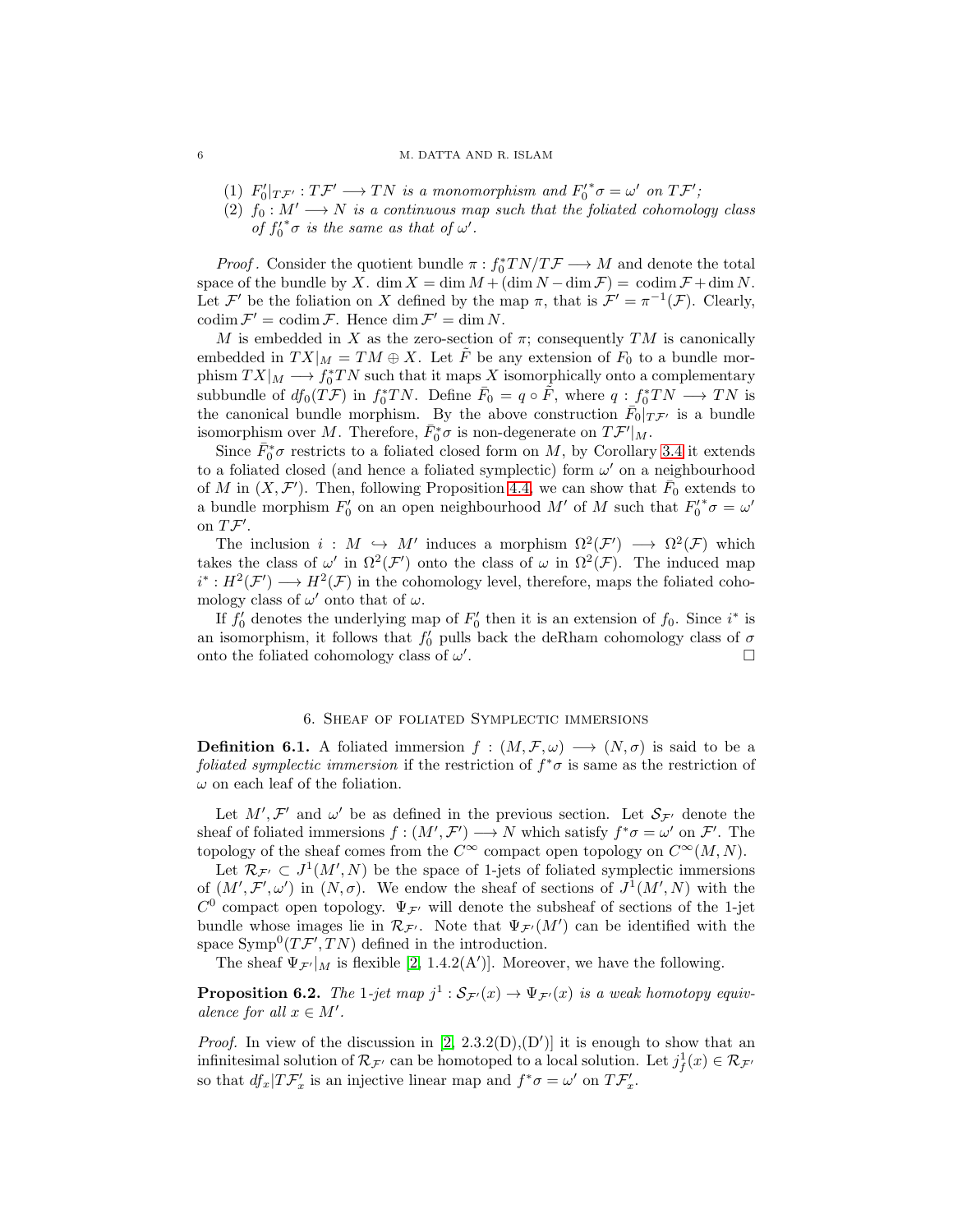(1) $F_0'|_{T\mathcal{F}'} : T\mathcal{F}' \longrightarrow TN$ *is a monomorphism and* ${F_0'}^*\sigma = \omega'$ *on* $T\mathcal{F}'$;
(2) $f_0 : M' \longrightarrow N$ *is a continuous map such that the foliated cohomology class of* ${f_0'}^*\sigma$ *is the same as that of* $\omega'$.

*Proof*. Consider the quotient bundle $\pi : f_0^*TN/T\mathcal{F} \longrightarrow M$ and denote the total space of the bundle by $X$. $\dim X = \dim M + (\dim N - \dim \mathcal{F}) = \operatorname{codim} \mathcal{F} + \dim N$. Let $\mathcal{F}'$ be the foliation on $X$ defined by the map $\pi$, that is $\mathcal{F}' = \pi^{-1}(\mathcal{F})$. Clearly, $\operatorname{codim} \mathcal{F}' = \operatorname{codim} \mathcal{F}$. Hence $\dim \mathcal{F}' = \dim N$.

$M$ is embedded in $X$ as the zero-section of $\pi$; consequently $TM$ is canonically embedded in $TX|_M = TM \oplus X$. Let $\tilde{F}$ be any extension of $F_0$ to a bundle morphism $TX|_M \longrightarrow f_0^*TN$ such that it maps $X$ isomorphically onto a complementary subbundle of $df_0(T\mathcal{F})$ in $f_0^*TN$. Define $\bar{F}_0 = q \circ \tilde{F}$, where $q : f_0^*TN \longrightarrow TN$ is the canonical bundle morphism. By the above construction $\bar{F}_0|_{T\mathcal{F}'}$ is a bundle isomorphism over $M$. Therefore, $\bar{F}_0^*\sigma$ is non-degenerate on $T\mathcal{F}'|_M$.

Since $\bar{F}_0^*\sigma$ restricts to a foliated closed form on $M$, by Corollary 3.4 it extends to a foliated closed (and hence a foliated symplectic) form $\omega'$ on a neighbourhood of $M$ in $(X, \mathcal{F}')$. Then, following Proposition 4.4, we can show that $\bar{F}_0$ extends to a bundle morphism $F_0'$ on an open neighbourhood $M'$ of $M$ such that ${F_0'}^*\sigma = \omega'$ on $T\mathcal{F}'$.

The inclusion $i : M \hookrightarrow M'$ induces a morphism $\Omega^2(\mathcal{F}') \longrightarrow \Omega^2(\mathcal{F})$ which takes the class of $\omega'$ in $\Omega^2(\mathcal{F}')$ onto the class of $\omega$ in $\Omega^2(\mathcal{F})$. The induced map $i^* : H^2(\mathcal{F}') \longrightarrow H^2(\mathcal{F})$ in the cohomology level, therefore, maps the foliated cohomology class of $\omega'$ onto that of $\omega$.

If $f_0'$ denotes the underlying map of $F_0'$ then it is an extension of $f_0$. Since $i^*$ is an isomorphism, it follows that $f_0'$ pulls back the deRham cohomology class of $\sigma$ onto the foliated cohomology class of $\omega'$. □

## 6. Sheaf of foliated Symplectic immersions

**Definition 6.1.** A foliated immersion $f : (M, \mathcal{F}, \omega) \longrightarrow (N, \sigma)$ is said to be a *foliated symplectic immersion* if the restriction of $f^*\sigma$ is same as the restriction of $\omega$ on each leaf of the foliation.

Let $M', \mathcal{F}'$ and $\omega'$ be as defined in the previous section. Let $\mathcal{S}_{\mathcal{F}'}$ denote the sheaf of foliated immersions $f : (M', \mathcal{F}') \longrightarrow N$ which satisfy $f^*\sigma = \omega'$ on $\mathcal{F}'$. The topology of the sheaf comes from the $C^\infty$ compact open topology on $C^\infty(M, N)$.

Let $\mathcal{R}_{\mathcal{F}'} \subset J^1(M', N)$ be the space of 1-jets of foliated symplectic immersions of $(M', \mathcal{F}', \omega')$ in $(N, \sigma)$. We endow the sheaf of sections of $J^1(M', N)$ with the $C^0$ compact open topology. $\Psi_{\mathcal{F}'}$ will denote the subsheaf of sections of the 1-jet bundle whose images lie in $\mathcal{R}_{\mathcal{F}'}$. Note that $\Psi_{\mathcal{F}'}(M')$ can be identified with the space $\mathrm{Symp}^0(T\mathcal{F}', TN)$ defined in the introduction.

The sheaf $\Psi_{\mathcal{F}'}|_M$ is flexible [2, 1.4.2(A′)]. Moreover, we have the following.

**Proposition 6.2.** *The* 1*-jet map* $j^1 : \mathcal{S}_{\mathcal{F}'}(x) \to \Psi_{\mathcal{F}'}(x)$ *is a weak homotopy equivalence for all* $x \in M'$.

*Proof.* In view of the discussion in [2, 2.3.2(D),(D′)] it is enough to show that an infinitesimal solution of $\mathcal{R}_{\mathcal{F}'}$ can be homotoped to a local solution. Let $j^1_f(x) \in \mathcal{R}_{\mathcal{F}'}$ so that $df_x|T\mathcal{F}'_x$ is an injective linear map and $f^*\sigma = \omega'$ on $T\mathcal{F}'_x$.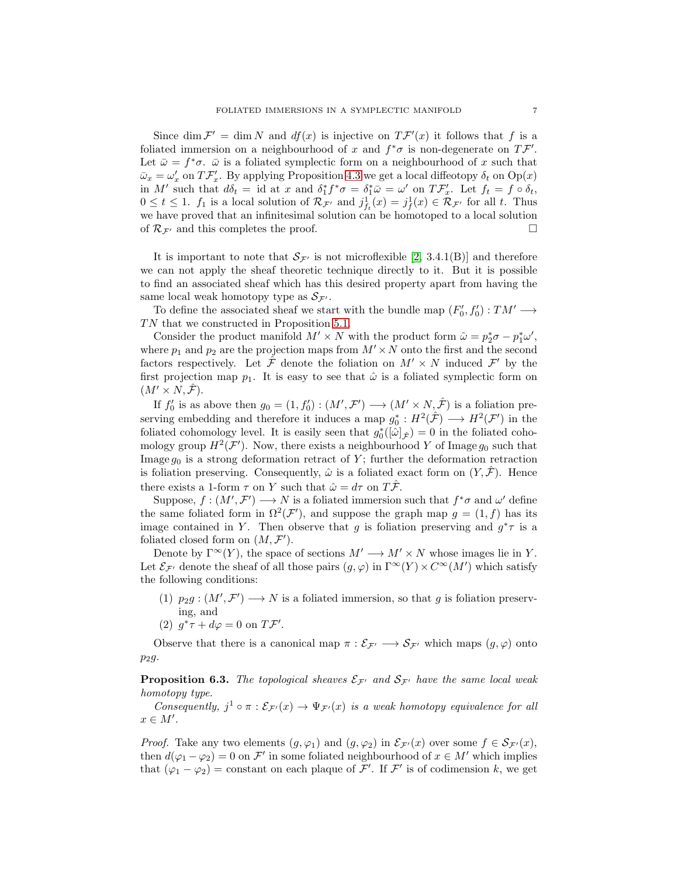Since $\dim \mathcal{F}' = \dim N$ and $df(x)$ is injective on $T\mathcal{F}'(x)$ it follows that $f$ is a foliated immersion on a neighbourhood of $x$ and $f^*\sigma$ is non-degenerate on $T\mathcal{F}'$. Let $\bar{\omega} = f^*\sigma$. $\bar{\omega}$ is a foliated symplectic form on a neighbourhood of $x$ such that $\bar{\omega}_x = \omega'_x$ on $T\mathcal{F}'_x$. By applying Proposition 4.3 we get a local diffeotopy $\delta_t$ on $\mathrm{Op}(x)$ in $M'$ such that $d\delta_t = \mathrm{id}$ at $x$ and $\delta_1^* f^*\sigma = \delta_1^*\bar{\omega} = \omega'$ on $T\mathcal{F}'_x$. Let $f_t = f \circ \delta_t$, $0 \leq t \leq 1$. $f_1$ is a local solution of $\mathcal{R}_{\mathcal{F}'}$ and $j^1_{f_t}(x) = j^1_f(x) \in \mathcal{R}_{\mathcal{F}'}$ for all $t$. Thus we have proved that an infinitesimal solution can be homotoped to a local solution of $\mathcal{R}_{\mathcal{F}'}$ and this completes the proof. □

It is important to note that $\mathcal{S}_{\mathcal{F}'}$ is not microflexible [2, 3.4.1(B)] and therefore we can not apply the sheaf theoretic technique directly to it. But it is possible to find an associated sheaf which has this desired property apart from having the same local weak homotopy type as $\mathcal{S}_{\mathcal{F}'}$.

To define the associated sheaf we start with the bundle map $(F'_0, f'_0) : TM' \longrightarrow TN$ that we constructed in Proposition 5.1.

Consider the product manifold $M' \times N$ with the product form $\hat{\omega} = p_2^*\sigma - p_1^*\omega'$, where $p_1$ and $p_2$ are the projection maps from $M' \times N$ onto the first and the second factors respectively. Let $\hat{\mathcal{F}}$ denote the foliation on $M' \times N$ induced $\mathcal{F}'$ by the first projection map $p_1$. It is easy to see that $\hat{\omega}$ is a foliated symplectic form on $(M' \times N, \hat{\mathcal{F}})$.

If $f'_0$ is as above then $g_0 = (1, f'_0) : (M', \mathcal{F}') \longrightarrow (M' \times N, \hat{\mathcal{F}})$ is a foliation preserving embedding and therefore it induces a map $g_0^* : H^2(\hat{\mathcal{F}}) \longrightarrow H^2(\mathcal{F}')$ in the foliated cohomology level. It is easily seen that $g_0^*([\hat{\omega}]_{\hat{\mathcal{F}}}) = 0$ in the foliated cohomology group $H^2(\mathcal{F}')$. Now, there exists a neighbourhood $Y$ of $\mathrm{Image}\, g_0$ such that $\mathrm{Image}\, g_0$ is a strong deformation retract of $Y$; further the deformation retraction is foliation preserving. Consequently, $\hat{\omega}$ is a foliated exact form on $(Y, \hat{\mathcal{F}})$. Hence there exists a 1-form $\tau$ on $Y$ such that $\hat{\omega} = d\tau$ on $T\hat{\mathcal{F}}$.

Suppose, $f : (M', \mathcal{F}') \longrightarrow N$ is a foliated immersion such that $f^*\sigma$ and $\omega'$ define the same foliated form in $\Omega^2(\mathcal{F}')$, and suppose the graph map $g = (1, f)$ has its image contained in $Y$. Then observe that $g$ is foliation preserving and $g^*\tau$ is a foliated closed form on $(M, \mathcal{F}')$.

Denote by $\Gamma^\infty(Y)$, the space of sections $M' \longrightarrow M' \times N$ whose images lie in $Y$. Let $\mathcal{E}_{\mathcal{F}'}$ denote the sheaf of all those pairs $(g, \varphi)$ in $\Gamma^\infty(Y) \times C^\infty(M')$ which satisfy the following conditions:

1. $p_2 g : (M', \mathcal{F}') \longrightarrow N$ is a foliated immersion, so that $g$ is foliation preserving, and
2. $g^*\tau + d\varphi = 0$ on $T\mathcal{F}'$.

Observe that there is a canonical map $\pi : \mathcal{E}_{\mathcal{F}'} \longrightarrow \mathcal{S}_{\mathcal{F}'}$ which maps $(g, \varphi)$ onto $p_2 g$.

**Proposition 6.3.** *The topological sheaves $\mathcal{E}_{\mathcal{F}'}$ and $\mathcal{S}_{\mathcal{F}'}$ have the same local weak homotopy type.*

*Consequently, $j^1 \circ \pi : \mathcal{E}_{\mathcal{F}'}(x) \to \Psi_{\mathcal{F}'}(x)$ is a weak homotopy equivalence for all $x \in M'$.*

*Proof.* Take any two elements $(g, \varphi_1)$ and $(g, \varphi_2)$ in $\mathcal{E}_{\mathcal{F}'}(x)$ over some $f \in \mathcal{S}_{\mathcal{F}'}(x)$, then $d(\varphi_1 - \varphi_2) = 0$ on $\mathcal{F}'$ in some foliated neighbourhood of $x \in M'$ which implies that $(\varphi_1 - \varphi_2) =$ constant on each plaque of $\mathcal{F}'$. If $\mathcal{F}'$ is of codimension $k$, we get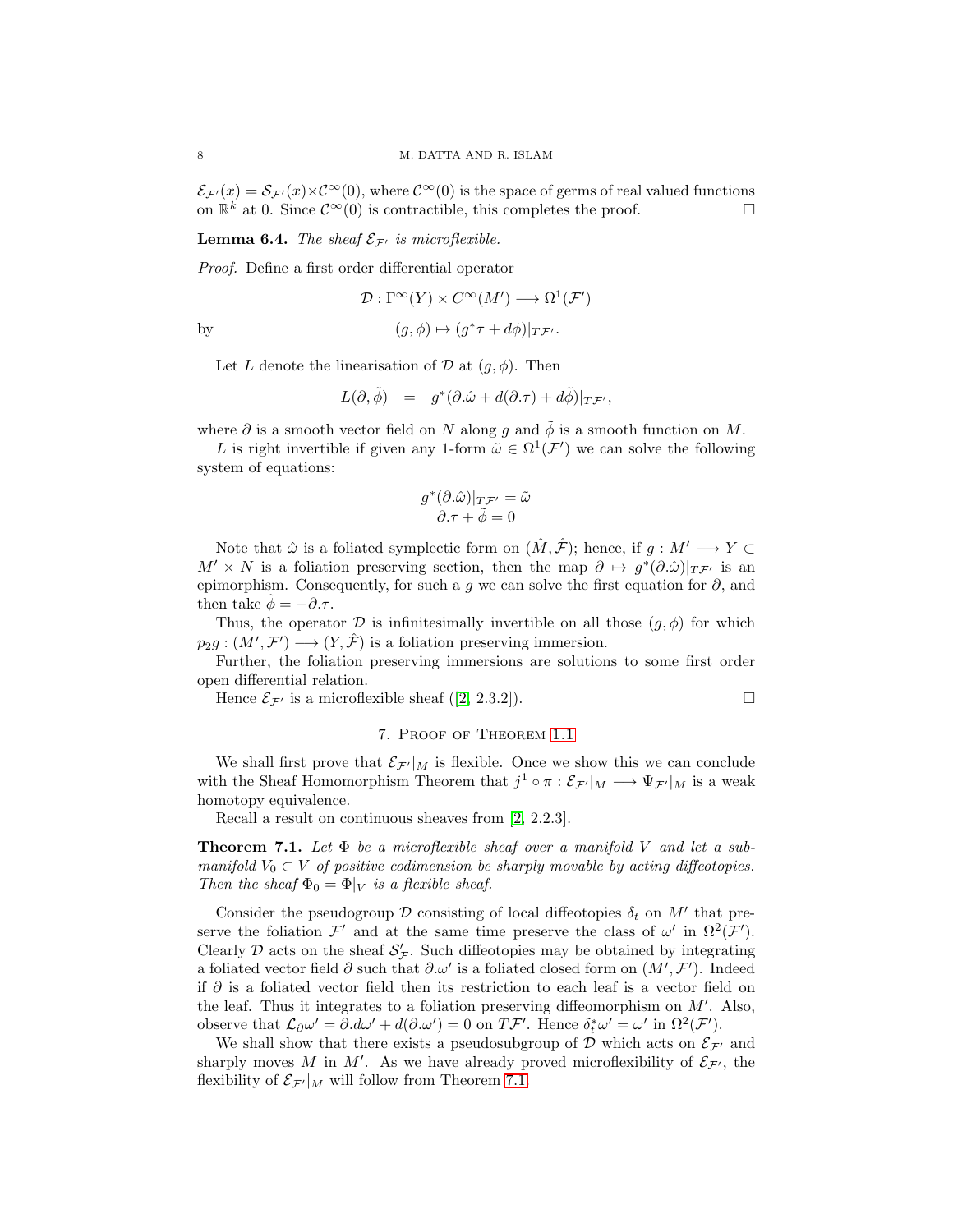$\mathcal{E}_{\mathcal{F}'}(x) = \mathcal{S}_{\mathcal{F}'}(x) \times \mathcal{C}^\infty(0)$, where $\mathcal{C}^\infty(0)$ is the space of germs of real valued functions on $\mathbb{R}^k$ at 0. Since $\mathcal{C}^\infty(0)$ is contractible, this completes the proof. □

**Lemma 6.4.** *The sheaf $\mathcal{E}_{\mathcal{F}'}$ is microflexible.*

*Proof.* Define a first order differential operator

$$\mathcal{D} : \Gamma^\infty(Y) \times C^\infty(M') \longrightarrow \Omega^1(\mathcal{F}')$$

by

$$(g, \phi) \mapsto (g^*\tau + d\phi)|_{T\mathcal{F}'}.$$

Let $L$ denote the linearisation of $\mathcal{D}$ at $(g, \phi)$. Then

$$L(\partial, \tilde{\phi}) \quad = \quad g^*(\partial.\hat{\omega} + d(\partial.\tau) + d\tilde{\phi})|_{T\mathcal{F}'},$$

where $\partial$ is a smooth vector field on $N$ along $g$ and $\tilde{\phi}$ is a smooth function on $M$.

$L$ is right invertible if given any 1-form $\tilde{\omega} \in \Omega^1(\mathcal{F}')$ we can solve the following system of equations:

$$\begin{gathered} g^*(\partial.\hat{\omega})|_{T\mathcal{F}'} = \tilde{\omega} \\ \partial.\tau + \tilde{\phi} = 0 \end{gathered}$$

Note that $\hat{\omega}$ is a foliated symplectic form on $(\hat{M}, \hat{\mathcal{F}})$; hence, if $g : M' \longrightarrow Y \subset M' \times N$ is a foliation preserving section, then the map $\partial \mapsto g^*(\partial.\hat{\omega})|_{T\mathcal{F}'}$ is an epimorphism. Consequently, for such a $g$ we can solve the first equation for $\partial$, and then take $\tilde{\phi} = -\partial.\tau$.

Thus, the operator $\mathcal{D}$ is infinitesimally invertible on all those $(g, \phi)$ for which $p_2 g : (M', \mathcal{F}') \longrightarrow (Y, \hat{\mathcal{F}})$ is a foliation preserving immersion.

Further, the foliation preserving immersions are solutions to some first order open differential relation.

Hence $\mathcal{E}_{\mathcal{F}'}$ is a microflexible sheaf ([2] 2.3.2]). □

## 7. Proof of Theorem 1.1

We shall first prove that $\mathcal{E}_{\mathcal{F}'}|_M$ is flexible. Once we show this we can conclude with the Sheaf Homomorphism Theorem that $j^1 \circ \pi : \mathcal{E}_{\mathcal{F}'}|_M \longrightarrow \Psi_{\mathcal{F}'}|_M$ is a weak homotopy equivalence.

Recall a result on continuous sheaves from [2, 2.2.3].

**Theorem 7.1.** *Let $\Phi$ be a microflexible sheaf over a manifold $V$ and let a submanifold $V_0 \subset V$ of positive codimension be sharply movable by acting diffeotopies. Then the sheaf $\Phi_0 = \Phi|_V$ is a flexible sheaf.*

Consider the pseudogroup $\mathcal{D}$ consisting of local diffeotopies $\delta_t$ on $M'$ that preserve the foliation $\mathcal{F}'$ and at the same time preserve the class of $\omega'$ in $\Omega^2(\mathcal{F}')$. Clearly $\mathcal{D}$ acts on the sheaf $\mathcal{S}'_{\mathcal{F}}$. Such diffeotopies may be obtained by integrating a foliated vector field $\partial$ such that $\partial.\omega'$ is a foliated closed form on $(M', \mathcal{F}')$. Indeed if $\partial$ is a foliated vector field then its restriction to each leaf is a vector field on the leaf. Thus it integrates to a foliation preserving diffeomorphism on $M'$. Also, observe that $\mathcal{L}_\partial \omega' = \partial.d\omega' + d(\partial.\omega') = 0$ on $T\mathcal{F}'$. Hence $\delta_t^*\omega' = \omega'$ in $\Omega^2(\mathcal{F}')$.

We shall show that there exists a pseudosubgroup of $\mathcal{D}$ which acts on $\mathcal{E}_{\mathcal{F}'}$ and sharply moves $M$ in $M'$. As we have already proved microflexibility of $\mathcal{E}_{\mathcal{F}'}$, the flexibility of $\mathcal{E}_{\mathcal{F}'}|_M$ will follow from Theorem 7.1.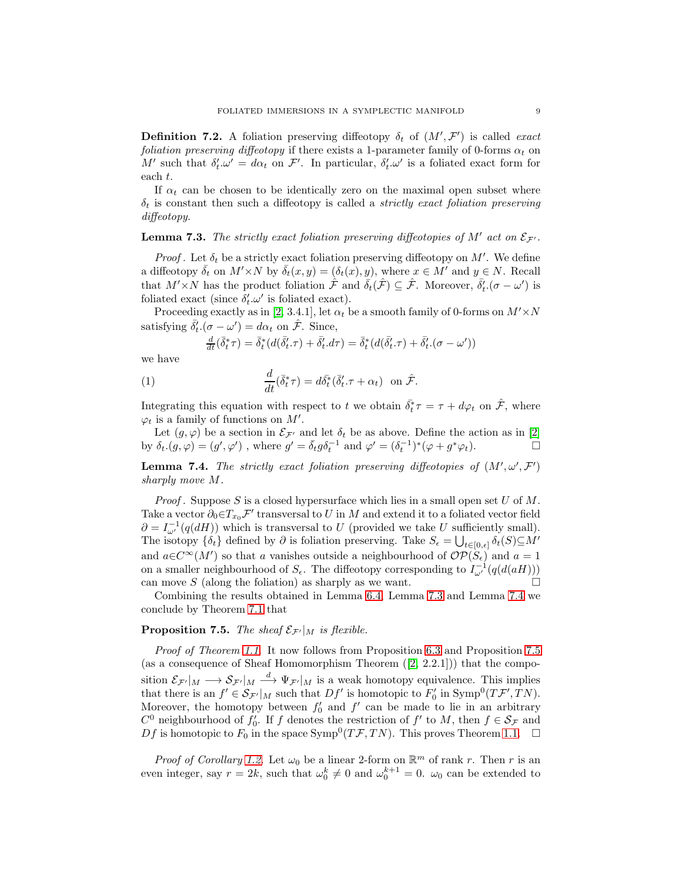**Definition 7.2.** A foliation preserving diffeotopy $\delta_t$ of $(M', \mathcal{F}')$ is called *exact foliation preserving diffeotopy* if there exists a 1-parameter family of 0-forms $\alpha_t$ on $M'$ such that $\delta_t'.\omega' = d\alpha_t$ on $\mathcal{F}'$. In particular, $\delta_t'.\omega'$ is a foliated exact form for each $t$.

If $\alpha_t$ can be chosen to be identically zero on the maximal open subset where $\delta_t$ is constant then such a diffeotopy is called a *strictly exact foliation preserving diffeotopy.*

**Lemma 7.3.** *The strictly exact foliation preserving diffeotopies of $M'$ act on $\mathcal{E}_{\mathcal{F}'}$.*

*Proof.* Let $\delta_t$ be a strictly exact foliation preserving diffeotopy on $M'$. We define a diffeotopy $\bar{\delta}_t$ on $M'\times N$ by $\bar{\delta}_t(x, y) = (\delta_t(x), y)$, where $x \in M'$ and $y \in N$. Recall that $M'\times N$ has the product foliation $\hat{\mathcal{F}}$ and $\bar{\delta}_t(\hat{\mathcal{F}}) \subseteq \hat{\mathcal{F}}$. Moreover, $\bar{\delta}_t'.(\sigma - \omega')$ is foliated exact (since $\delta_t'.\omega'$ is foliated exact).

Proceeding exactly as in [2, 3.4.1], let $\alpha_t$ be a smooth family of 0-forms on $M'\times N$ satisfying $\bar{\delta}_t'.(\sigma - \omega') = d\alpha_t$ on $\hat{\mathcal{F}}$. Since,

$$\tfrac{d}{dt}(\bar{\delta}_t^*\tau) = \bar{\delta}_t^*(d(\bar{\delta}_t'.\tau) + \bar{\delta}_t'.d\tau) = \bar{\delta}_t^*(d(\bar{\delta}_t'.\tau) + \bar{\delta}_t'.(\sigma - \omega'))$$

we have

$$\frac{d}{dt}(\bar{\delta}_t^*\tau) = d\bar{\delta}_t^*(\bar{\delta}_t'.\tau + \alpha_t) \;\text{ on } \hat{\mathcal{F}}. \tag{1}$$

Integrating this equation with respect to $t$ we obtain $\bar{\delta}_t^*\tau = \tau + d\varphi_t$ on $\hat{\mathcal{F}}$, where $\varphi_t$ is a family of functions on $M'$.

Let $(g, \varphi)$ be a section in $\mathcal{E}_{\mathcal{F}'}$ and let $\delta_t$ be as above. Define the action as in [2] by $\delta_t.(g, \varphi) = (g', \varphi')$ , where $g' = \bar{\delta}_t g \delta_t^{-1}$ and $\varphi' = (\delta_t^{-1})^*(\varphi + g^*\varphi_t)$. $\square$

**Lemma 7.4.** *The strictly exact foliation preserving diffeotopies of $(M', \omega', \mathcal{F}')$ sharply move $M$.*

*Proof.* Suppose $S$ is a closed hypersurface which lies in a small open set $U$ of $M$. Take a vector $\partial_0 \in T_{x_0}\mathcal{F}'$ transversal to $U$ in $M$ and extend it to a foliated vector field $\partial = I_{\omega'}^{-1}(q(dH))$ which is transversal to $U$ (provided we take $U$ sufficiently small). The isotopy $\{\delta_t\}$ defined by $\partial$ is foliation preserving. Take $S_\epsilon = \bigcup_{t\in[0,\epsilon]} \delta_t(S) \subseteq M'$ and $a \in C^\infty(M')$ so that $a$ vanishes outside a neighbourhood of $\mathcal{OP}(S_\epsilon)$ and $a = 1$ on a smaller neighbourhood of $S_\epsilon$. The diffeotopy corresponding to $I_{\omega'}^{-1}(q(d(aH)))$ can move $S$ (along the foliation) as sharply as we want. $\square$

Combining the results obtained in Lemma 6.4, Lemma 7.3 and Lemma 7.4 we conclude by Theorem 7.1 that

**Proposition 7.5.** *The sheaf $\mathcal{E}_{\mathcal{F}'}|_M$ is flexible.*

*Proof of Theorem 1.1.* It now follows from Proposition 6.3 and Proposition 7.5 (as a consequence of Sheaf Homomorphism Theorem ([2, 2.2.1])) that the composition $\mathcal{E}_{\mathcal{F}'}|_M \longrightarrow \mathcal{S}_{\mathcal{F}'}|_M \xrightarrow{d} \Psi_{\mathcal{F}'}|_M$ is a weak homotopy equivalence. This implies that there is an $f' \in \mathcal{S}_{\mathcal{F}'}|_M$ such that $Df'$ is homotopic to $F_0'$ in $\mathrm{Symp}^0(T\mathcal{F}', TN)$. Moreover, the homotopy between $f_0'$ and $f'$ can be made to lie in an arbitrary $C^0$ neighbourhood of $f_0'$. If $f$ denotes the restriction of $f'$ to $M$, then $f \in \mathcal{S}_{\mathcal{F}}$ and $Df$ is homotopic to $F_0$ in the space $\mathrm{Symp}^0(T\mathcal{F}, TN)$. This proves Theorem 1.1. $\square$

*Proof of Corollary 1.2.* Let $\omega_0$ be a linear 2-form on $\mathbb{R}^m$ of rank $r$. Then $r$ is an even integer, say $r = 2k$, such that $\omega_0^k \neq 0$ and $\omega_0^{k+1} = 0$. $\omega_0$ can be extended to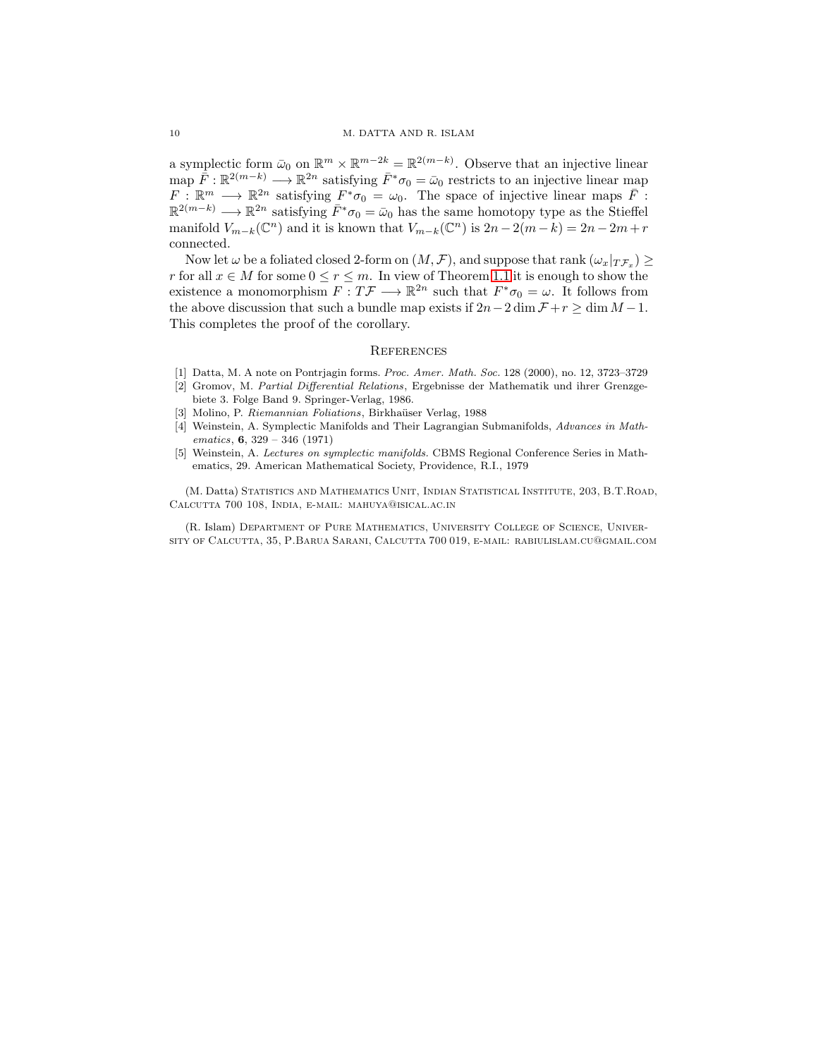a symplectic form $\bar{\omega}_0$ on $\mathbb{R}^m \times \mathbb{R}^{m-2k} = \mathbb{R}^{2(m-k)}$. Observe that an injective linear map $\bar{F} : \mathbb{R}^{2(m-k)} \longrightarrow \mathbb{R}^{2n}$ satisfying $\bar{F}^*\sigma_0 = \bar{\omega}_0$ restricts to an injective linear map $F : \mathbb{R}^m \longrightarrow \mathbb{R}^{2n}$ satisfying $F^*\sigma_0 = \omega_0$. The space of injective linear maps $\bar{F} : \mathbb{R}^{2(m-k)} \longrightarrow \mathbb{R}^{2n}$ satisfying $\bar{F}^*\sigma_0 = \bar{\omega}_0$ has the same homotopy type as the Stieffel manifold $V_{m-k}(\mathbb{C}^n)$ and it is known that $V_{m-k}(\mathbb{C}^n)$ is $2n - 2(m-k) = 2n - 2m + r$ connected.

Now let $\omega$ be a foliated closed 2-form on $(M, \mathcal{F})$, and suppose that rank $(\omega_x|_{T\mathcal{F}_x}) \geq r$ for all $x \in M$ for some $0 \leq r \leq m$. In view of Theorem 1.1 it is enough to show the existence a monomorphism $F : T\mathcal{F} \longrightarrow \mathbb{R}^{2n}$ such that $F^*\sigma_0 = \omega$. It follows from the above discussion that such a bundle map exists if $2n - 2\dim\mathcal{F} + r \geq \dim M - 1$. This completes the proof of the corollary.

## References

[1] Datta, M. A note on Pontrjagin forms. *Proc. Amer. Math. Soc.* 128 (2000), no. 12, 3723–3729

[2] Gromov, M. *Partial Differential Relations*, Ergebnisse der Mathematik und ihrer Grenzgebiete 3. Folge Band 9. Springer-Verlag, 1986.

[3] Molino, P. *Riemannian Foliations*, Birkhaüser Verlag, 1988

[4] Weinstein, A. Symplectic Manifolds and Their Lagrangian Submanifolds, *Advances in Mathematics*, **6**, 329 – 346 (1971)

[5] Weinstein, A. *Lectures on symplectic manifolds.* CBMS Regional Conference Series in Mathematics, 29. American Mathematical Society, Providence, R.I., 1979

(M. Datta) Statistics and Mathematics Unit, Indian Statistical Institute, 203, B.T.Road, Calcutta 700 108, India, e-mail: mahuya@isical.ac.in

(R. Islam) Department of Pure Mathematics, University College of Science, University of Calcutta, 35, P.Barua Sarani, Calcutta 700 019, e-mail: rabiulislam.cu@gmail.com